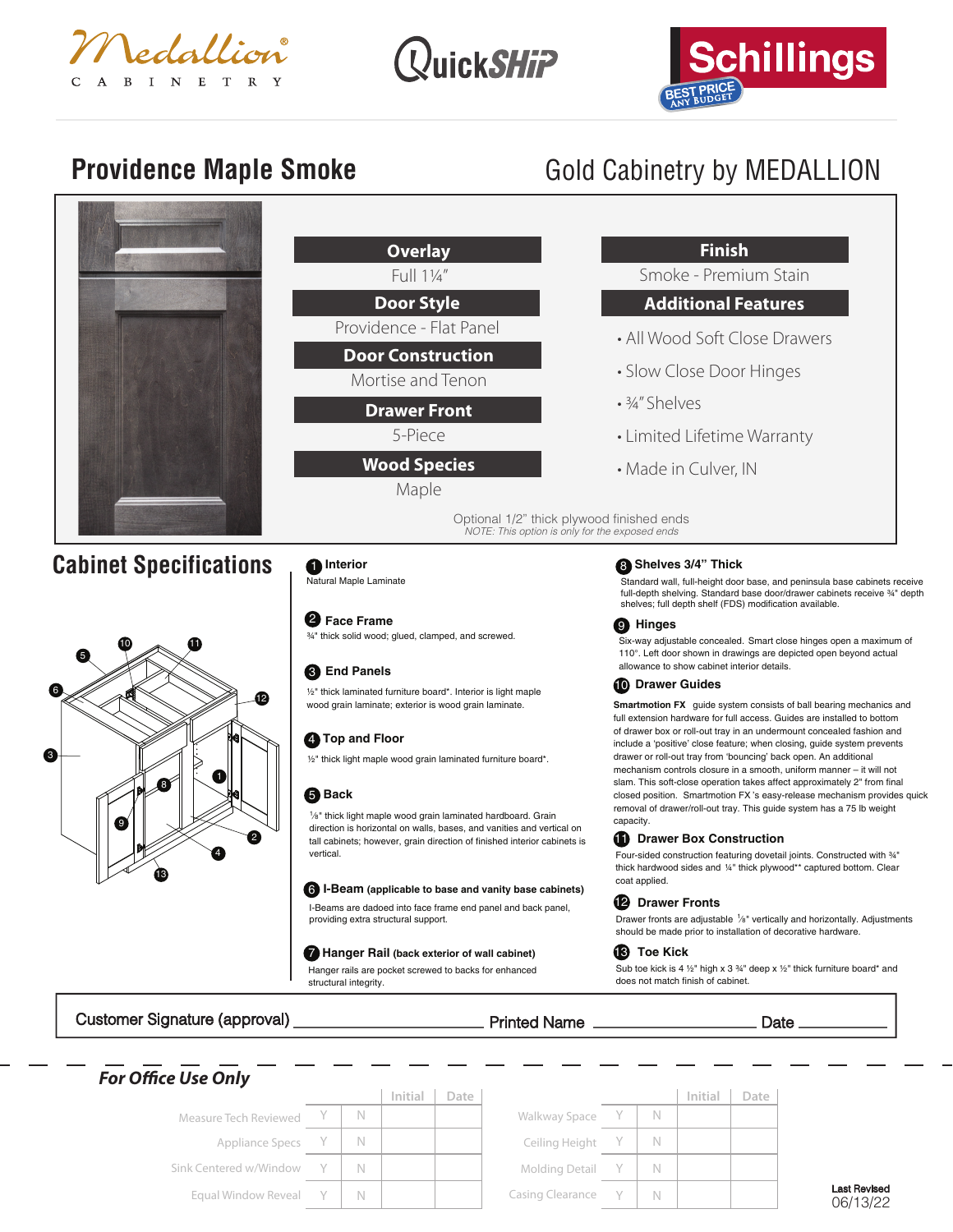Medallion® CABINETRY

QuickSHiP

Schillings — BEST PRICE ANY BUDGET

# Providence Maple Smoke

Gold Cabinetry by MEDALLION

**Overlay**
Full 1¼"

**Door Style**
Providence - Flat Panel

**Door Construction**
Mortise and Tenon

**Drawer Front**
5-Piece

**Wood Species**
Maple

**Finish**
Smoke - Premium Stain

**Additional Features**

- All Wood Soft Close Drawers
- Slow Close Door Hinges
- ¾" Shelves
- Limited Lifetime Warranty
- Made in Culver, IN

Optional 1/2" thick plywood finished ends
*NOTE: This option is only for the exposed ends*

## Cabinet Specifications

**1 Interior**
Natural Maple Laminate

**2 Face Frame**
¾" thick solid wood; glued, clamped, and screwed.

**3 End Panels**
½" thick laminated furniture board*. Interior is light maple wood grain laminate; exterior is wood grain laminate.

**4 Top and Floor**
½" thick light maple wood grain laminated furniture board*.

**5 Back**
⅛" thick light maple wood grain laminated hardboard. Grain direction is horizontal on walls, bases, and vanities and vertical on tall cabinets; however, grain direction of finished interior cabinets is vertical.

**6 I-Beam (applicable to base and vanity base cabinets)**
I-Beams are dadoed into face frame end panel and back panel, providing extra structural support.

**7 Hanger Rail (back exterior of wall cabinet)**
Hanger rails are pocket screwed to backs for enhanced structural integrity.

**8 Shelves 3/4" Thick**
Standard wall, full-height door base, and peninsula base cabinets receive full-depth shelving. Standard base door/drawer cabinets receive ¾" depth shelves; full depth shelf (FDS) modification available.

**9 Hinges**
Six-way adjustable concealed. Smart close hinges open a maximum of 110°. Left door shown in drawings are depicted open beyond actual allowance to show cabinet interior details.

**10 Drawer Guides**
**Smartmotion FX** guide system consists of ball bearing mechanics and full extension hardware for full access. Guides are installed to bottom of drawer box or roll-out tray in an undermount concealed fashion and include a 'positive' close feature; when closing, guide system prevents drawer or roll-out tray from 'bouncing' back open. An additional mechanism controls closure in a smooth, uniform manner – it will not slam. This soft-close operation takes affect approximately 2" from final closed position. Smartmotion FX 's easy-release mechanism provides quick removal of drawer/roll-out tray. This guide system has a 75 lb weight capacity.

**11 Drawer Box Construction**
Four-sided construction featuring dovetail joints. Constructed with ¾" thick hardwood sides and ¼" thick plywood** captured bottom. Clear coat applied.

**12 Drawer Fronts**
Drawer fronts are adjustable ⅛" vertically and horizontally. Adjustments should be made prior to installation of decorative hardware.

**13 Toe Kick**
Sub toe kick is 4 ½" high x 3 ¾" deep x ½" thick furniture board* and does not match finish of cabinet.

Customer Signature (approval) ____________________ Printed Name ____________________ Date ____________

### *For Office Use Only*

| | | | Initial | Date |
|---|---|---|---|---|
| Measure Tech Reviewed | Y | N | | |
| Appliance Specs | Y | N | | |
| Sink Centered w/Window | Y | N | | |
| Equal Window Reveal | Y | N | | |

| | | | Initial | Date |
|---|---|---|---|---|
| Walkway Space | Y | N | | |
| Ceiling Height | Y | N | | |
| Molding Detail | Y | N | | |
| Casing Clearance | Y | N | | |

Last Revised
06/13/22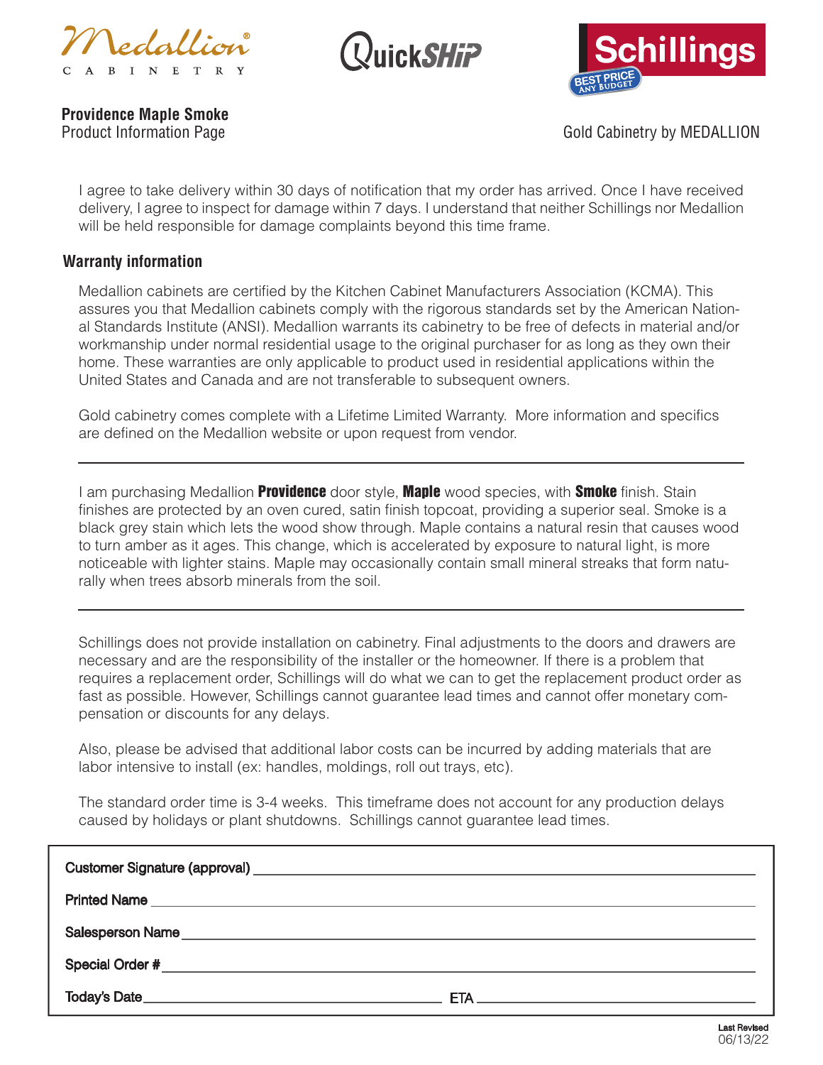Medallion® CABINETRY

QuickSHiP

Schillings — BEST PRICE ANY BUDGET

**Providence Maple Smoke**
Product Information Page

Gold Cabinetry by MEDALLION

I agree to take delivery within 30 days of notification that my order has arrived. Once I have received delivery, I agree to inspect for damage within 7 days. I understand that neither Schillings nor Medallion will be held responsible for damage complaints beyond this time frame.

## Warranty information

Medallion cabinets are certified by the Kitchen Cabinet Manufacturers Association (KCMA). This assures you that Medallion cabinets comply with the rigorous standards set by the American National Standards Institute (ANSI). Medallion warrants its cabinetry to be free of defects in material and/or workmanship under normal residential usage to the original purchaser for as long as they own their home. These warranties are only applicable to product used in residential applications within the United States and Canada and are not transferable to subsequent owners.

Gold cabinetry comes complete with a Lifetime Limited Warranty. More information and specifics are defined on the Medallion website or upon request from vendor.

---

I am purchasing Medallion **Providence** door style, **Maple** wood species, with **Smoke** finish. Stain finishes are protected by an oven cured, satin finish topcoat, providing a superior seal. Smoke is a black grey stain which lets the wood show through. Maple contains a natural resin that causes wood to turn amber as it ages. This change, which is accelerated by exposure to natural light, is more noticeable with lighter stains. Maple may occasionally contain small mineral streaks that form naturally when trees absorb minerals from the soil.

---

Schillings does not provide installation on cabinetry. Final adjustments to the doors and drawers are necessary and are the responsibility of the installer or the homeowner. If there is a problem that requires a replacement order, Schillings will do what we can to get the replacement product order as fast as possible. However, Schillings cannot guarantee lead times and cannot offer monetary compensation or discounts for any delays.

Also, please be advised that additional labor costs can be incurred by adding materials that are labor intensive to install (ex: handles, moldings, roll out trays, etc).

The standard order time is 3-4 weeks. This timeframe does not account for any production delays caused by holidays or plant shutdowns. Schillings cannot guarantee lead times.

Customer Signature (approval) ______________________________

Printed Name ______________________________

Salesperson Name ______________________________

Special Order # ______________________________

Today's Date ____________________ ETA ____________________

Last Revised
06/13/22